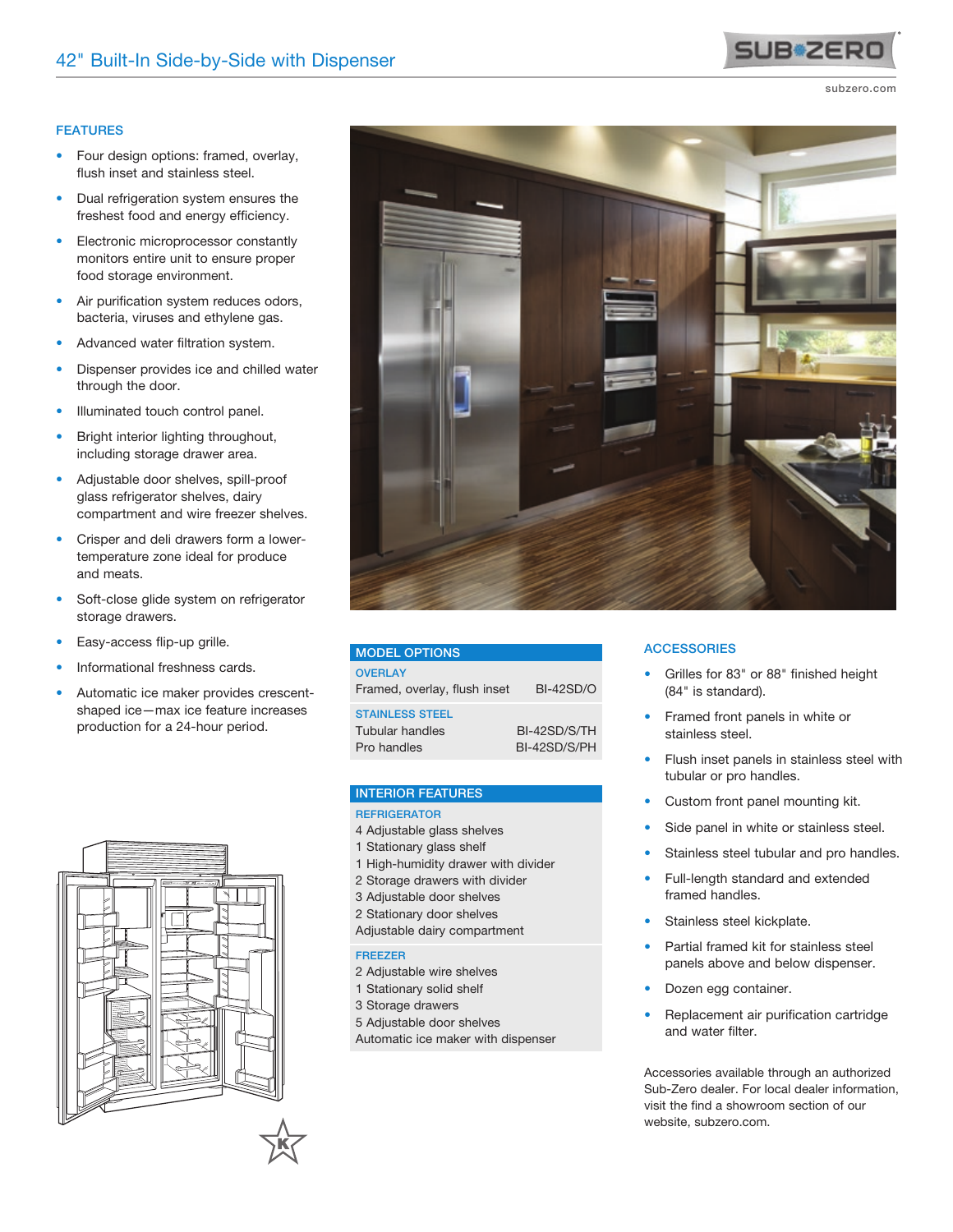# 42" Built-In Side-by-Side with Dispenser

subzero.com

## FEATURES

- Four design options: framed, overlay, flush inset and stainless steel.
- Dual refrigeration system ensures the freshest food and energy efficiency.
- Electronic microprocessor constantly monitors entire unit to ensure proper food storage environment.
- Air purification system reduces odors, bacteria, viruses and ethylene gas.
- Advanced water filtration system.
- Dispenser provides ice and chilled water through the door.
- Illuminated touch control panel.
- Bright interior lighting throughout, including storage drawer area.
- Adjustable door shelves, spill-proof glass refrigerator shelves, dairy compartment and wire freezer shelves.
- Crisper and deli drawers form a lower-temperature zone ideal for produce and meats.
- Soft-close glide system on refrigerator storage drawers.
- Easy-access flip-up grille.
- Informational freshness cards.
- Automatic ice maker provides crescent-shaped ice—max ice feature increases production for a 24-hour period.

## MODEL OPTIONS

| OVERLAY | |
|---|---|
| Framed, overlay, flush inset | BI-42SD/O |
| **STAINLESS STEEL** | |
| Tubular handles | BI-42SD/S/TH |
| Pro handles | BI-42SD/S/PH |

## INTERIOR FEATURES

**REFRIGERATOR**

4 Adjustable glass shelves
1 Stationary glass shelf
1 High-humidity drawer with divider
2 Storage drawers with divider
3 Adjustable door shelves
2 Stationary door shelves
Adjustable dairy compartment

**FREEZER**

2 Adjustable wire shelves
1 Stationary solid shelf
3 Storage drawers
5 Adjustable door shelves
Automatic ice maker with dispenser

## ACCESSORIES

- Grilles for 83" or 88" finished height (84" is standard).
- Framed front panels in white or stainless steel.
- Flush inset panels in stainless steel with tubular or pro handles.
- Custom front panel mounting kit.
- Side panel in white or stainless steel.
- Stainless steel tubular and pro handles.
- Full-length standard and extended framed handles.
- Stainless steel kickplate.
- Partial framed kit for stainless steel panels above and below dispenser.
- Dozen egg container.
- Replacement air purification cartridge and water filter.

Accessories available through an authorized Sub-Zero dealer. For local dealer information, visit the find a showroom section of our website, subzero.com.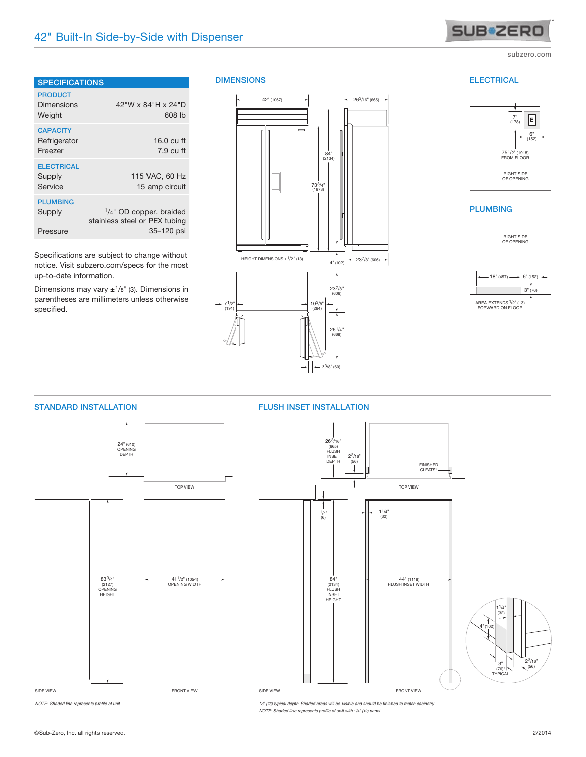# 42" Built-In Side-by-Side with Dispenser

subzero.com

## SPECIFICATIONS

| | |
|---|---|
| **PRODUCT** | |
| Dimensions | 42"W x 84"H x 24"D |
| Weight | 608 lb |
| **CAPACITY** | |
| Refrigerator | 16.0 cu ft |
| Freezer | 7.9 cu ft |
| **ELECTRICAL** | |
| Supply | 115 VAC, 60 Hz |
| Service | 15 amp circuit |
| **PLUMBING** | |
| Supply | 1/4" OD copper, braided stainless steel or PEX tubing |
| Pressure | 35–120 psi |

Specifications are subject to change without notice. Visit subzero.com/specs for the most up-to-date information.

Dimensions may vary ±1/8" (3). Dimensions in parentheses are millimeters unless otherwise specified.

## DIMENSIONS

42" (1067)
26 3/16" (665)
84" (2134)
73 3/4" (1873)
HEIGHT DIMENSIONS ± 1/2" (13)
4" (102)
23 7/8" (606)
23 7/8" (606)
7 1/2" (191)
10 3/8" (264)
26 1/4" (668)
2 3/8" (60)

## ELECTRICAL

7" (178)
E
6" (152)
75 1/2" (1918) FROM FLOOR
RIGHT SIDE OF OPENING

## PLUMBING

RIGHT SIDE OF OPENING
18" (457)
6" (152)
3" (76)
AREA EXTENDS 1/2" (13) FORWARD ON FLOOR

## STANDARD INSTALLATION

24" (610) OPENING DEPTH
TOP VIEW
83 3/4" (2127) OPENING HEIGHT
41 1/2" (1054) OPENING WIDTH
SIDE VIEW
FRONT VIEW

*NOTE: Shaded line represents profile of unit.*

## FLUSH INSET INSTALLATION

26 3/16" (665) FLUSH INSET DEPTH
2 3/16" (56)
FINISHED CLEATS*
TOP VIEW
1/4" (6)
1 1/4" (32)
84" (2134) FLUSH INSET HEIGHT
44" (1118) FLUSH INSET WIDTH
1 1/4" (32)
4" (102)
3" (76)* TYPICAL
2 3/16" (56)
SIDE VIEW
FRONT VIEW

*\*3" (76) typical depth. Shaded areas will be visible and should be finished to match cabinetry.*
*NOTE: Shaded line represents profile of unit with 3/4" (19) panel.*

©Sub-Zero, Inc. all rights reserved.

2/2014